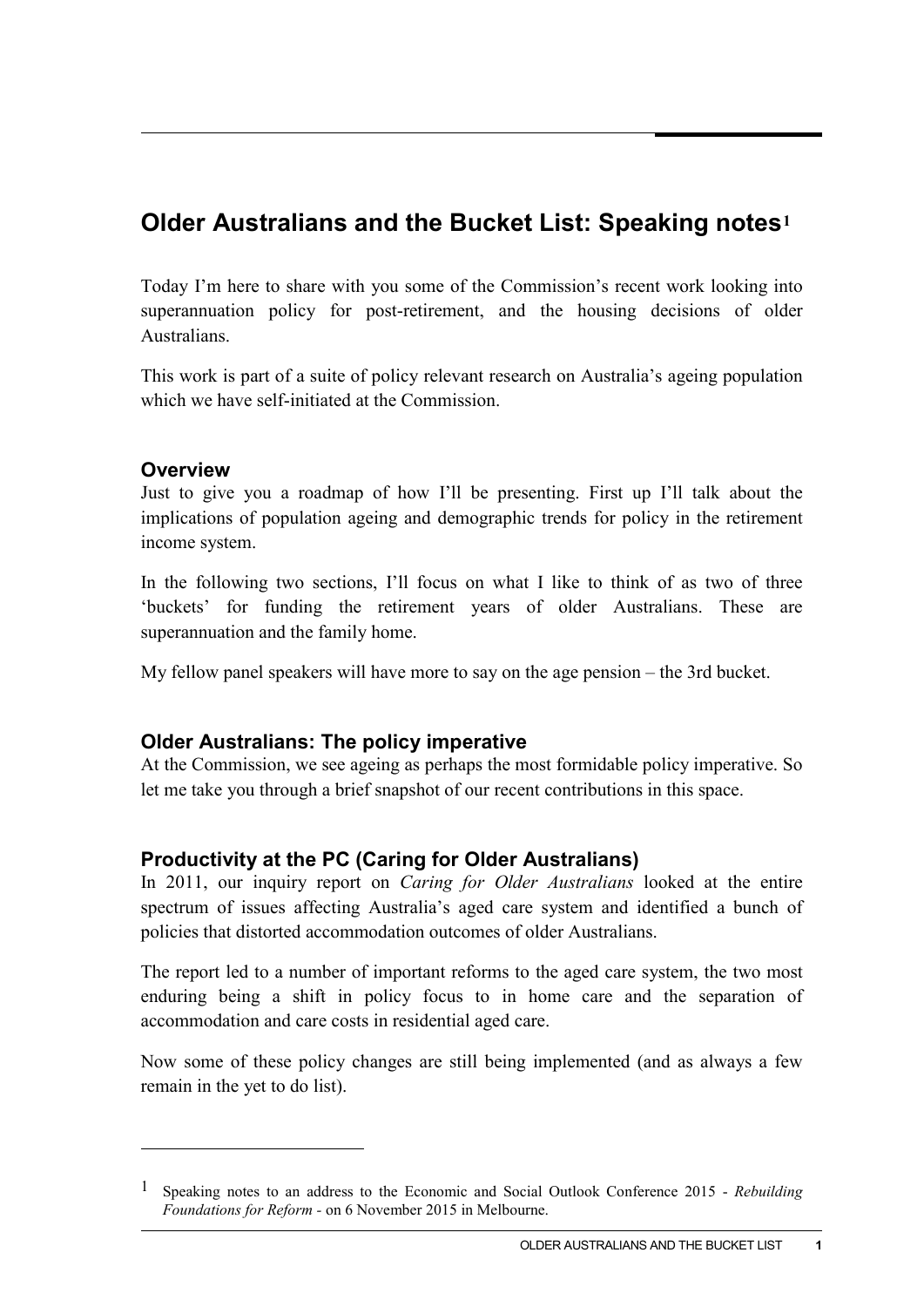# Older Australians and the Bucket List: Speaking notes[1]

Today I'm here to share with you some of the Commission's recent work looking into superannuation policy for post-retirement, and the housing decisions of older Australians.

This work is part of a suite of policy relevant research on Australia's ageing population which we have self-initiated at the Commission.

## Overview

Just to give you a roadmap of how I'll be presenting. First up I'll talk about the implications of population ageing and demographic trends for policy in the retirement income system.

In the following two sections, I'll focus on what I like to think of as two of three 'buckets' for funding the retirement years of older Australians. These are superannuation and the family home.

My fellow panel speakers will have more to say on the age pension – the 3rd bucket.

## Older Australians: The policy imperative

At the Commission, we see ageing as perhaps the most formidable policy imperative. So let me take you through a brief snapshot of our recent contributions in this space.

## Productivity at the PC (Caring for Older Australians)

In 2011, our inquiry report on *Caring for Older Australians* looked at the entire spectrum of issues affecting Australia's aged care system and identified a bunch of policies that distorted accommodation outcomes of older Australians.

The report led to a number of important reforms to the aged care system, the two most enduring being a shift in policy focus to in home care and the separation of accommodation and care costs in residential aged care.

Now some of these policy changes are still being implemented (and as always a few remain in the yet to do list).

---

[1] Speaking notes to an address to the Economic and Social Outlook Conference 2015 - *Rebuilding Foundations for Reform* - on 6 November 2015 in Melbourne.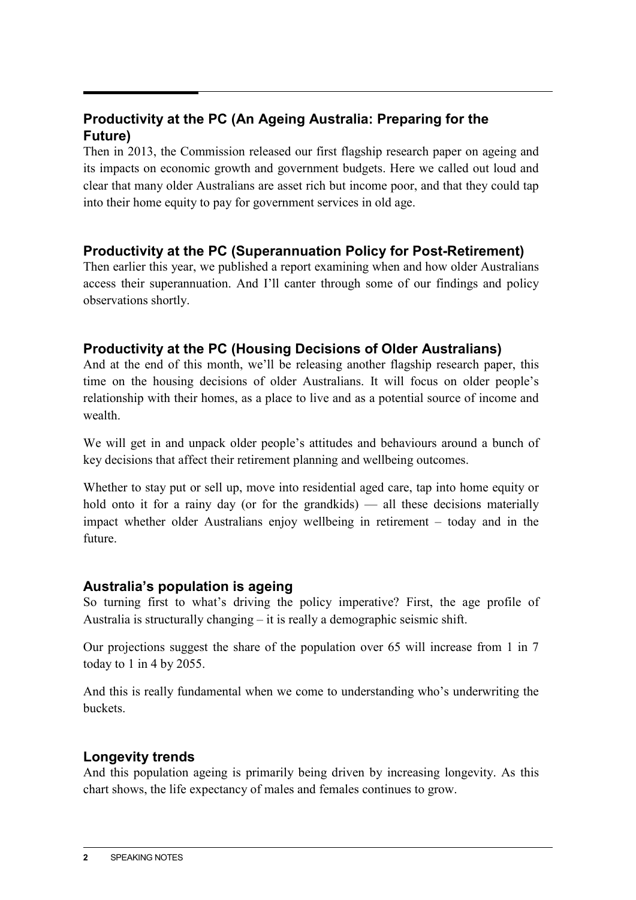## Productivity at the PC (An Ageing Australia: Preparing for the Future)

Then in 2013, the Commission released our first flagship research paper on ageing and its impacts on economic growth and government budgets. Here we called out loud and clear that many older Australians are asset rich but income poor, and that they could tap into their home equity to pay for government services in old age.

## Productivity at the PC (Superannuation Policy for Post-Retirement)

Then earlier this year, we published a report examining when and how older Australians access their superannuation. And I'll canter through some of our findings and policy observations shortly.

## Productivity at the PC (Housing Decisions of Older Australians)

And at the end of this month, we'll be releasing another flagship research paper, this time on the housing decisions of older Australians. It will focus on older people's relationship with their homes, as a place to live and as a potential source of income and wealth.

We will get in and unpack older people's attitudes and behaviours around a bunch of key decisions that affect their retirement planning and wellbeing outcomes.

Whether to stay put or sell up, move into residential aged care, tap into home equity or hold onto it for a rainy day (or for the grandkids) — all these decisions materially impact whether older Australians enjoy wellbeing in retirement – today and in the future.

## Australia's population is ageing

So turning first to what's driving the policy imperative? First, the age profile of Australia is structurally changing – it is really a demographic seismic shift.

Our projections suggest the share of the population over 65 will increase from 1 in 7 today to 1 in 4 by 2055.

And this is really fundamental when we come to understanding who's underwriting the buckets.

## Longevity trends

And this population ageing is primarily being driven by increasing longevity. As this chart shows, the life expectancy of males and females continues to grow.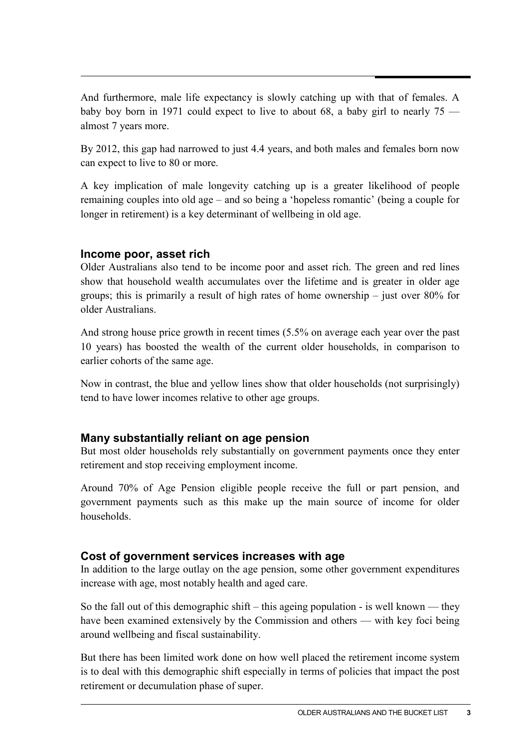And furthermore, male life expectancy is slowly catching up with that of females. A baby boy born in 1971 could expect to live to about 68, a baby girl to nearly 75 — almost 7 years more.

By 2012, this gap had narrowed to just 4.4 years, and both males and females born now can expect to live to 80 or more.

A key implication of male longevity catching up is a greater likelihood of people remaining couples into old age – and so being a 'hopeless romantic' (being a couple for longer in retirement) is a key determinant of wellbeing in old age.

### Income poor, asset rich

Older Australians also tend to be income poor and asset rich. The green and red lines show that household wealth accumulates over the lifetime and is greater in older age groups; this is primarily a result of high rates of home ownership – just over 80% for older Australians.

And strong house price growth in recent times (5.5% on average each year over the past 10 years) has boosted the wealth of the current older households, in comparison to earlier cohorts of the same age.

Now in contrast, the blue and yellow lines show that older households (not surprisingly) tend to have lower incomes relative to other age groups.

### Many substantially reliant on age pension

But most older households rely substantially on government payments once they enter retirement and stop receiving employment income.

Around 70% of Age Pension eligible people receive the full or part pension, and government payments such as this make up the main source of income for older households.

### Cost of government services increases with age

In addition to the large outlay on the age pension, some other government expenditures increase with age, most notably health and aged care.

So the fall out of this demographic shift – this ageing population - is well known — they have been examined extensively by the Commission and others — with key foci being around wellbeing and fiscal sustainability.

But there has been limited work done on how well placed the retirement income system is to deal with this demographic shift especially in terms of policies that impact the post retirement or decumulation phase of super.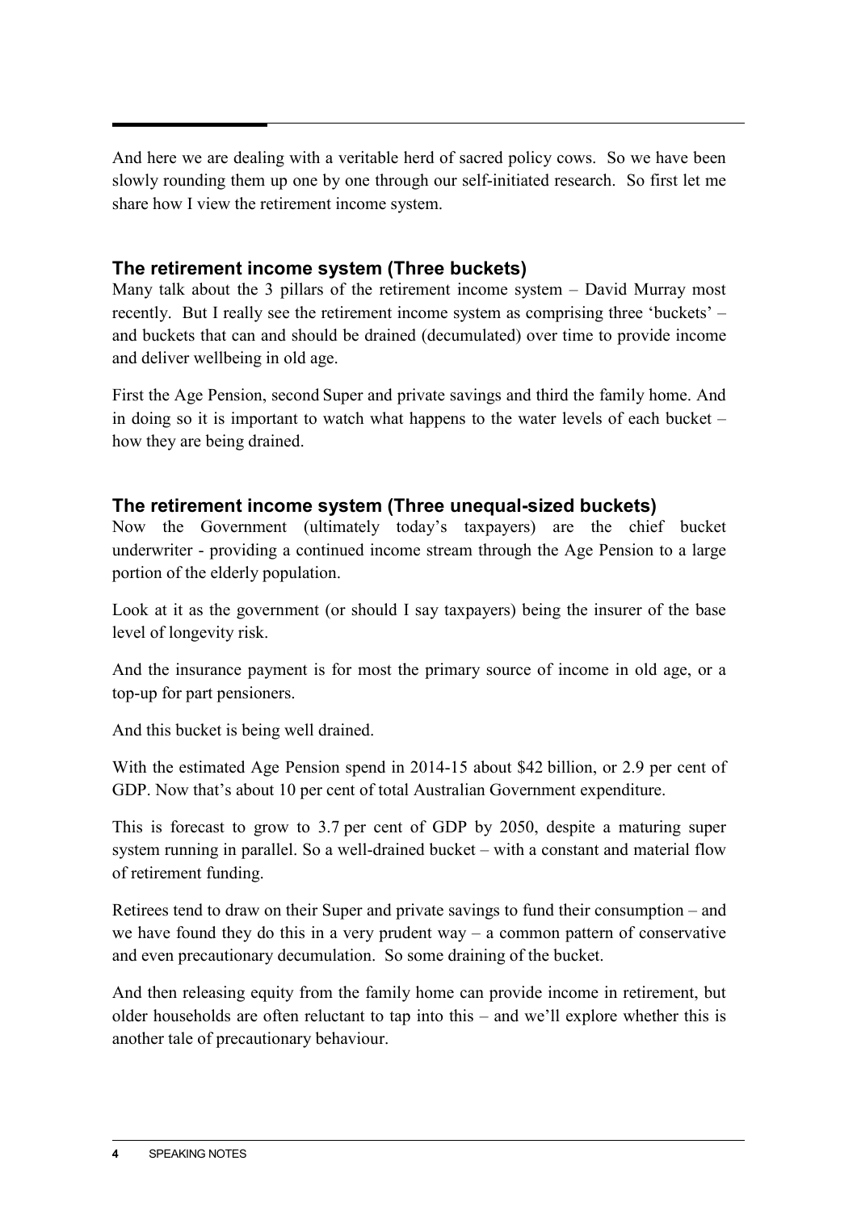And here we are dealing with a veritable herd of sacred policy cows. So we have been slowly rounding them up one by one through our self-initiated research. So first let me share how I view the retirement income system.

## The retirement income system (Three buckets)

Many talk about the 3 pillars of the retirement income system – David Murray most recently. But I really see the retirement income system as comprising three 'buckets' – and buckets that can and should be drained (decumulated) over time to provide income and deliver wellbeing in old age.

First the Age Pension, second Super and private savings and third the family home. And in doing so it is important to watch what happens to the water levels of each bucket – how they are being drained.

## The retirement income system (Three unequal-sized buckets)

Now the Government (ultimately today's taxpayers) are the chief bucket underwriter - providing a continued income stream through the Age Pension to a large portion of the elderly population.

Look at it as the government (or should I say taxpayers) being the insurer of the base level of longevity risk.

And the insurance payment is for most the primary source of income in old age, or a top-up for part pensioners.

And this bucket is being well drained.

With the estimated Age Pension spend in 2014-15 about $42 billion, or 2.9 per cent of GDP. Now that's about 10 per cent of total Australian Government expenditure.

This is forecast to grow to 3.7 per cent of GDP by 2050, despite a maturing super system running in parallel. So a well-drained bucket – with a constant and material flow of retirement funding.

Retirees tend to draw on their Super and private savings to fund their consumption – and we have found they do this in a very prudent way – a common pattern of conservative and even precautionary decumulation. So some draining of the bucket.

And then releasing equity from the family home can provide income in retirement, but older households are often reluctant to tap into this – and we'll explore whether this is another tale of precautionary behaviour.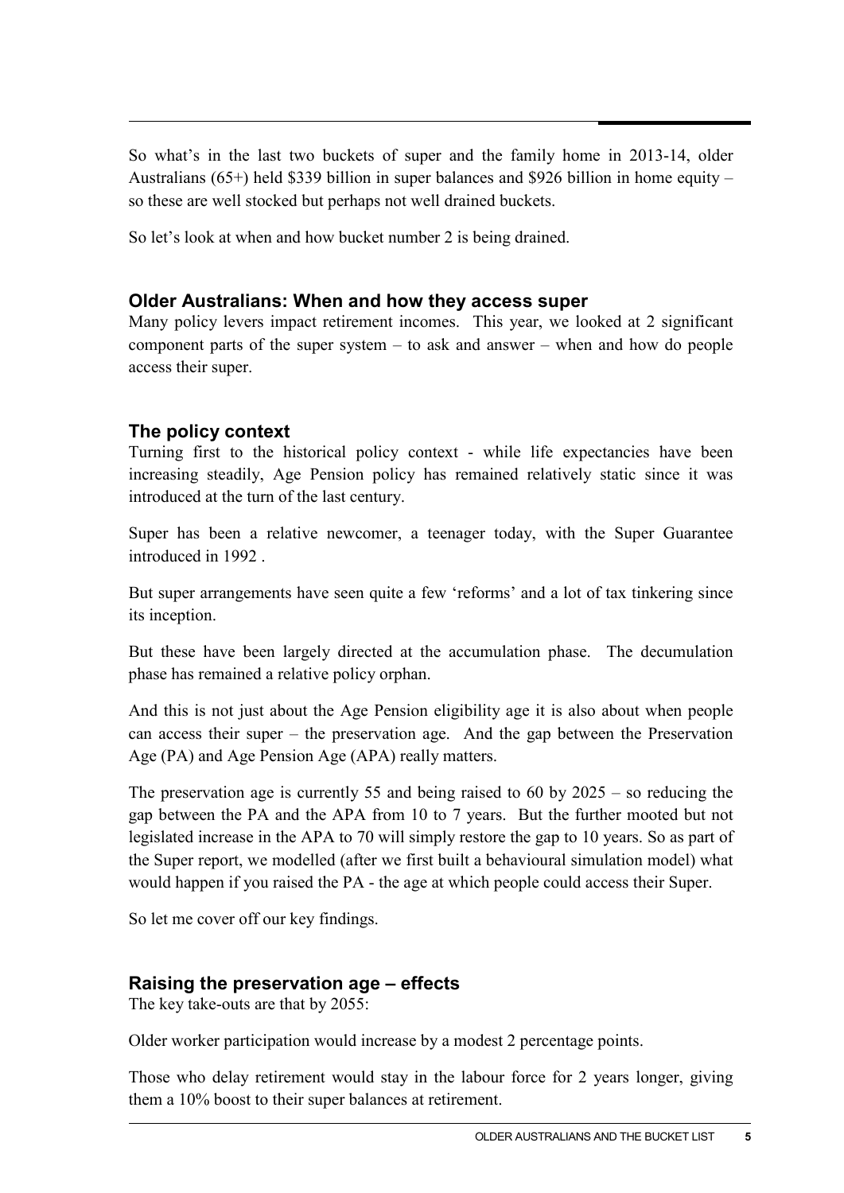So what's in the last two buckets of super and the family home in 2013-14, older Australians (65+) held $339 billion in super balances and $926 billion in home equity – so these are well stocked but perhaps not well drained buckets.

So let's look at when and how bucket number 2 is being drained.

### Older Australians: When and how they access super

Many policy levers impact retirement incomes. This year, we looked at 2 significant component parts of the super system – to ask and answer – when and how do people access their super.

### The policy context

Turning first to the historical policy context - while life expectancies have been increasing steadily, Age Pension policy has remained relatively static since it was introduced at the turn of the last century.

Super has been a relative newcomer, a teenager today, with the Super Guarantee introduced in 1992 .

But super arrangements have seen quite a few 'reforms' and a lot of tax tinkering since its inception.

But these have been largely directed at the accumulation phase. The decumulation phase has remained a relative policy orphan.

And this is not just about the Age Pension eligibility age it is also about when people can access their super – the preservation age. And the gap between the Preservation Age (PA) and Age Pension Age (APA) really matters.

The preservation age is currently 55 and being raised to 60 by 2025 – so reducing the gap between the PA and the APA from 10 to 7 years. But the further mooted but not legislated increase in the APA to 70 will simply restore the gap to 10 years. So as part of the Super report, we modelled (after we first built a behavioural simulation model) what would happen if you raised the PA - the age at which people could access their Super.

So let me cover off our key findings.

### Raising the preservation age – effects

The key take-outs are that by 2055:

Older worker participation would increase by a modest 2 percentage points.

Those who delay retirement would stay in the labour force for 2 years longer, giving them a 10% boost to their super balances at retirement.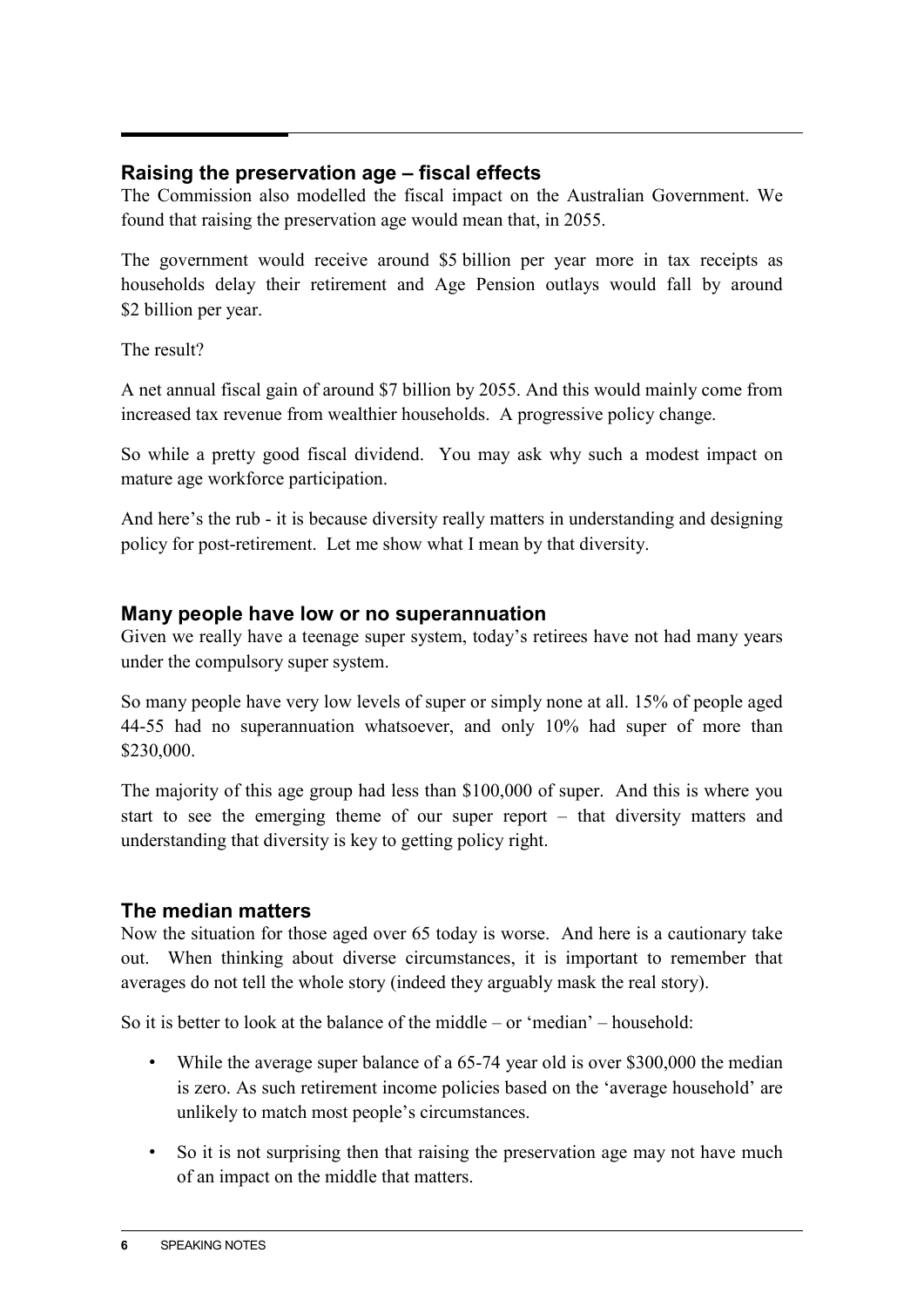## Raising the preservation age – fiscal effects

The Commission also modelled the fiscal impact on the Australian Government. We found that raising the preservation age would mean that, in 2055.

The government would receive around $5 billion per year more in tax receipts as households delay their retirement and Age Pension outlays would fall by around $2 billion per year.

The result?

A net annual fiscal gain of around $7 billion by 2055. And this would mainly come from increased tax revenue from wealthier households. A progressive policy change.

So while a pretty good fiscal dividend. You may ask why such a modest impact on mature age workforce participation.

And here's the rub - it is because diversity really matters in understanding and designing policy for post-retirement. Let me show what I mean by that diversity.

## Many people have low or no superannuation

Given we really have a teenage super system, today's retirees have not had many years under the compulsory super system.

So many people have very low levels of super or simply none at all. 15% of people aged 44-55 had no superannuation whatsoever, and only 10% had super of more than $230,000.

The majority of this age group had less than $100,000 of super. And this is where you start to see the emerging theme of our super report – that diversity matters and understanding that diversity is key to getting policy right.

## The median matters

Now the situation for those aged over 65 today is worse. And here is a cautionary take out. When thinking about diverse circumstances, it is important to remember that averages do not tell the whole story (indeed they arguably mask the real story).

So it is better to look at the balance of the middle – or 'median' – household:

- While the average super balance of a 65-74 year old is over $300,000 the median is zero. As such retirement income policies based on the 'average household' are unlikely to match most people's circumstances.
- So it is not surprising then that raising the preservation age may not have much of an impact on the middle that matters.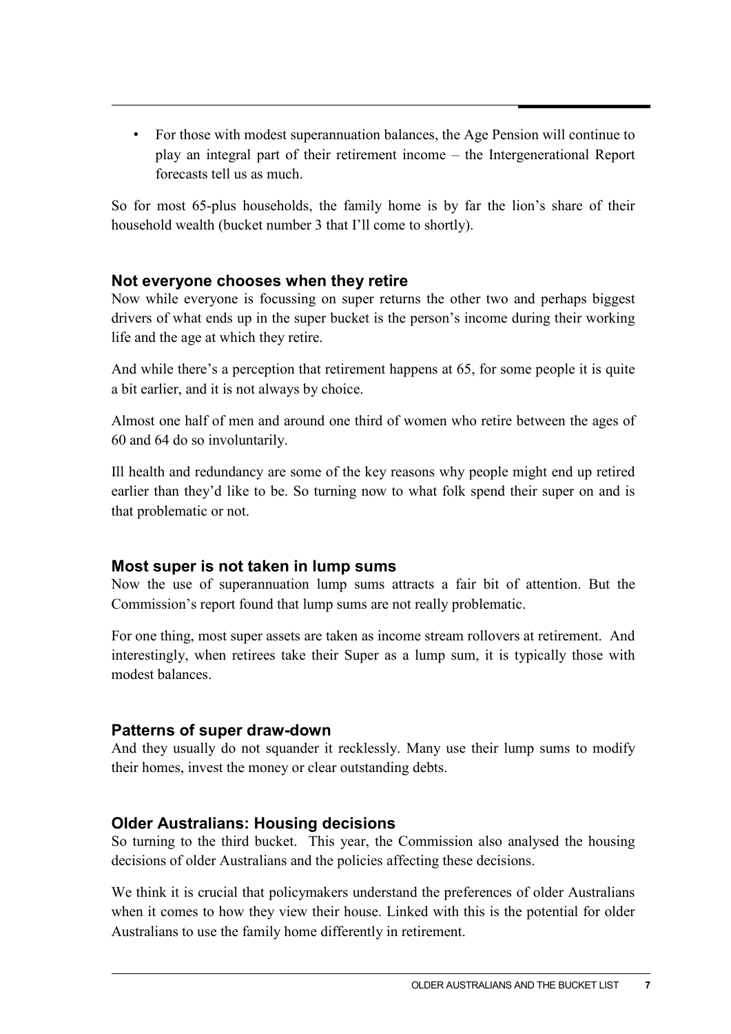- For those with modest superannuation balances, the Age Pension will continue to play an integral part of their retirement income – the Intergenerational Report forecasts tell us as much.

So for most 65-plus households, the family home is by far the lion's share of their household wealth (bucket number 3 that I'll come to shortly).

### Not everyone chooses when they retire

Now while everyone is focussing on super returns the other two and perhaps biggest drivers of what ends up in the super bucket is the person's income during their working life and the age at which they retire.

And while there's a perception that retirement happens at 65, for some people it is quite a bit earlier, and it is not always by choice.

Almost one half of men and around one third of women who retire between the ages of 60 and 64 do so involuntarily.

Ill health and redundancy are some of the key reasons why people might end up retired earlier than they'd like to be. So turning now to what folk spend their super on and is that problematic or not.

### Most super is not taken in lump sums

Now the use of superannuation lump sums attracts a fair bit of attention. But the Commission's report found that lump sums are not really problematic.

For one thing, most super assets are taken as income stream rollovers at retirement. And interestingly, when retirees take their Super as a lump sum, it is typically those with modest balances.

### Patterns of super draw-down

And they usually do not squander it recklessly. Many use their lump sums to modify their homes, invest the money or clear outstanding debts.

### Older Australians: Housing decisions

So turning to the third bucket. This year, the Commission also analysed the housing decisions of older Australians and the policies affecting these decisions.

We think it is crucial that policymakers understand the preferences of older Australians when it comes to how they view their house. Linked with this is the potential for older Australians to use the family home differently in retirement.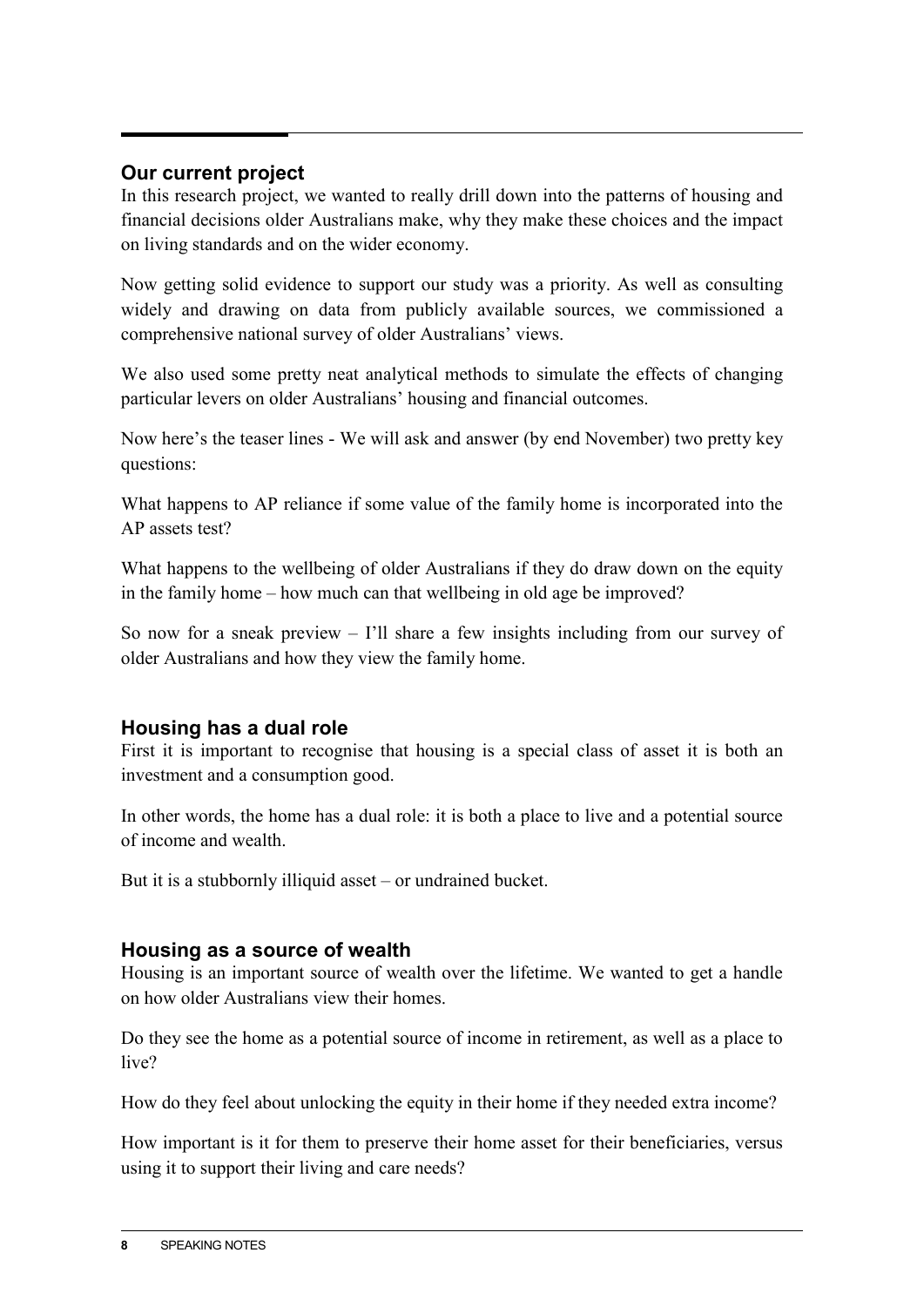## Our current project

In this research project, we wanted to really drill down into the patterns of housing and financial decisions older Australians make, why they make these choices and the impact on living standards and on the wider economy.

Now getting solid evidence to support our study was a priority. As well as consulting widely and drawing on data from publicly available sources, we commissioned a comprehensive national survey of older Australians' views.

We also used some pretty neat analytical methods to simulate the effects of changing particular levers on older Australians' housing and financial outcomes.

Now here's the teaser lines - We will ask and answer (by end November) two pretty key questions:

What happens to AP reliance if some value of the family home is incorporated into the AP assets test?

What happens to the wellbeing of older Australians if they do draw down on the equity in the family home – how much can that wellbeing in old age be improved?

So now for a sneak preview – I'll share a few insights including from our survey of older Australians and how they view the family home.

## Housing has a dual role

First it is important to recognise that housing is a special class of asset it is both an investment and a consumption good.

In other words, the home has a dual role: it is both a place to live and a potential source of income and wealth.

But it is a stubbornly illiquid asset – or undrained bucket.

## Housing as a source of wealth

Housing is an important source of wealth over the lifetime. We wanted to get a handle on how older Australians view their homes.

Do they see the home as a potential source of income in retirement, as well as a place to live?

How do they feel about unlocking the equity in their home if they needed extra income?

How important is it for them to preserve their home asset for their beneficiaries, versus using it to support their living and care needs?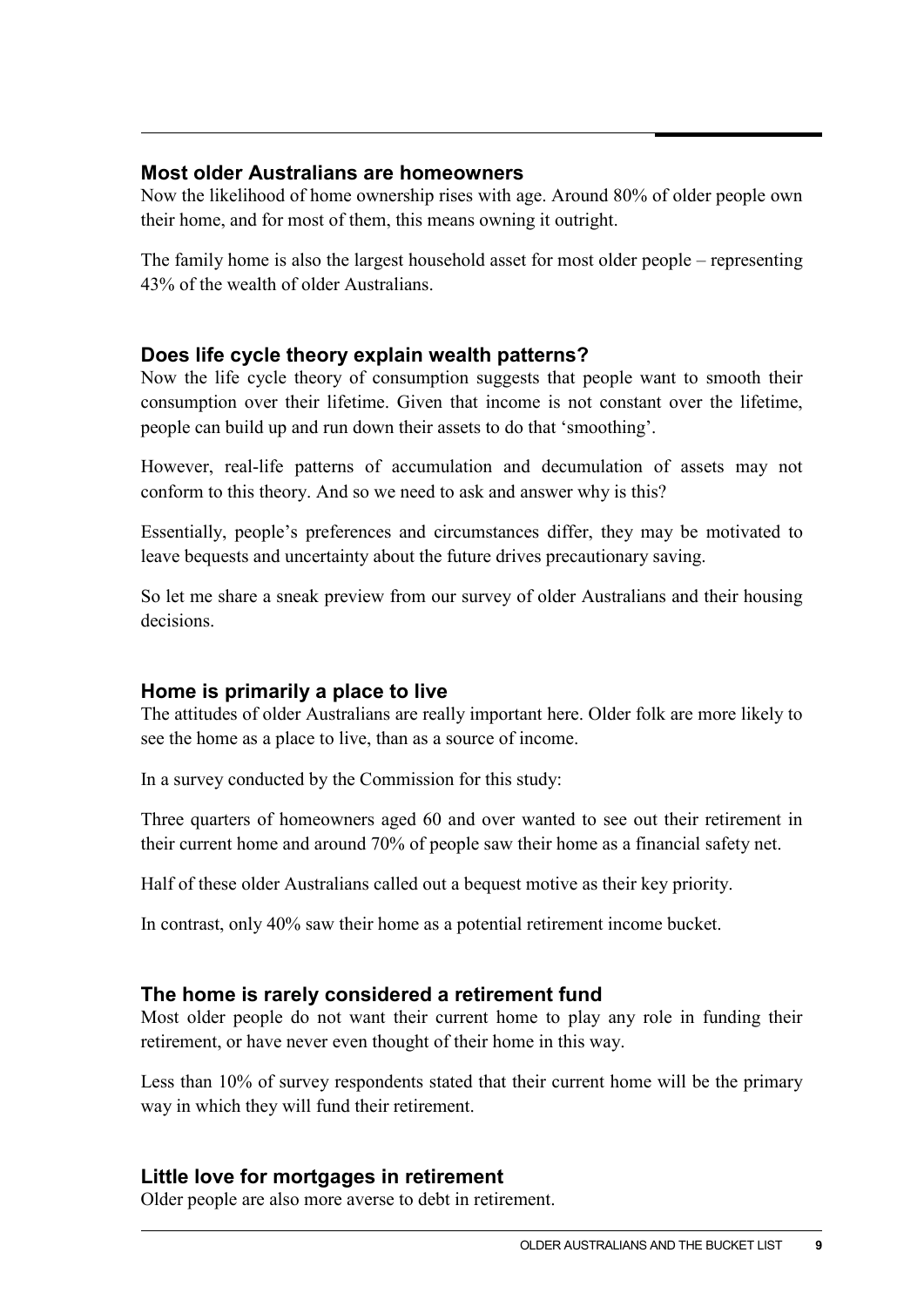## Most older Australians are homeowners

Now the likelihood of home ownership rises with age. Around 80% of older people own their home, and for most of them, this means owning it outright.

The family home is also the largest household asset for most older people – representing 43% of the wealth of older Australians.

## Does life cycle theory explain wealth patterns?

Now the life cycle theory of consumption suggests that people want to smooth their consumption over their lifetime. Given that income is not constant over the lifetime, people can build up and run down their assets to do that 'smoothing'.

However, real-life patterns of accumulation and decumulation of assets may not conform to this theory. And so we need to ask and answer why is this?

Essentially, people's preferences and circumstances differ, they may be motivated to leave bequests and uncertainty about the future drives precautionary saving.

So let me share a sneak preview from our survey of older Australians and their housing decisions.

## Home is primarily a place to live

The attitudes of older Australians are really important here. Older folk are more likely to see the home as a place to live, than as a source of income.

In a survey conducted by the Commission for this study:

Three quarters of homeowners aged 60 and over wanted to see out their retirement in their current home and around 70% of people saw their home as a financial safety net.

Half of these older Australians called out a bequest motive as their key priority.

In contrast, only 40% saw their home as a potential retirement income bucket.

## The home is rarely considered a retirement fund

Most older people do not want their current home to play any role in funding their retirement, or have never even thought of their home in this way.

Less than 10% of survey respondents stated that their current home will be the primary way in which they will fund their retirement.

## Little love for mortgages in retirement

Older people are also more averse to debt in retirement.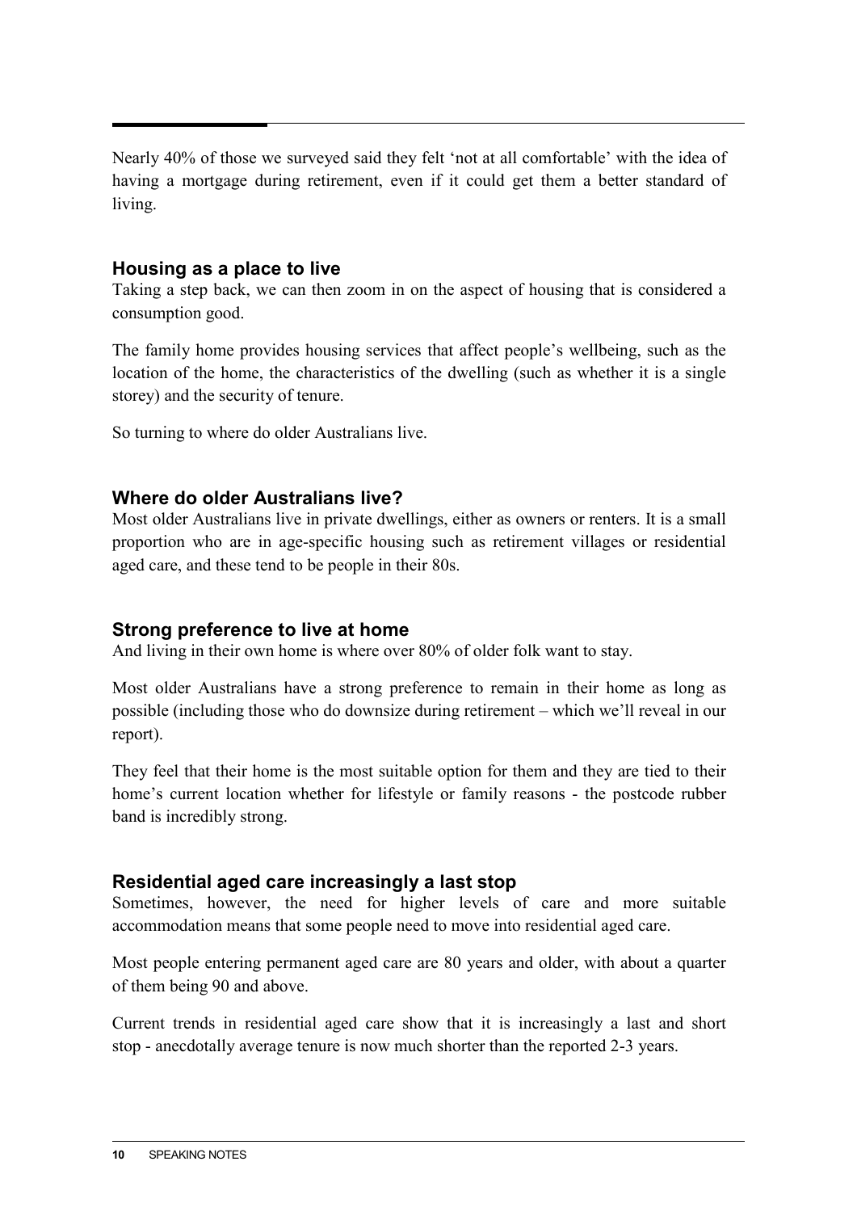Nearly 40% of those we surveyed said they felt 'not at all comfortable' with the idea of having a mortgage during retirement, even if it could get them a better standard of living.

### Housing as a place to live

Taking a step back, we can then zoom in on the aspect of housing that is considered a consumption good.

The family home provides housing services that affect people's wellbeing, such as the location of the home, the characteristics of the dwelling (such as whether it is a single storey) and the security of tenure.

So turning to where do older Australians live.

### Where do older Australians live?

Most older Australians live in private dwellings, either as owners or renters. It is a small proportion who are in age-specific housing such as retirement villages or residential aged care, and these tend to be people in their 80s.

### Strong preference to live at home

And living in their own home is where over 80% of older folk want to stay.

Most older Australians have a strong preference to remain in their home as long as possible (including those who do downsize during retirement – which we'll reveal in our report).

They feel that their home is the most suitable option for them and they are tied to their home's current location whether for lifestyle or family reasons - the postcode rubber band is incredibly strong.

### Residential aged care increasingly a last stop

Sometimes, however, the need for higher levels of care and more suitable accommodation means that some people need to move into residential aged care.

Most people entering permanent aged care are 80 years and older, with about a quarter of them being 90 and above.

Current trends in residential aged care show that it is increasingly a last and short stop - anecdotally average tenure is now much shorter than the reported 2-3 years.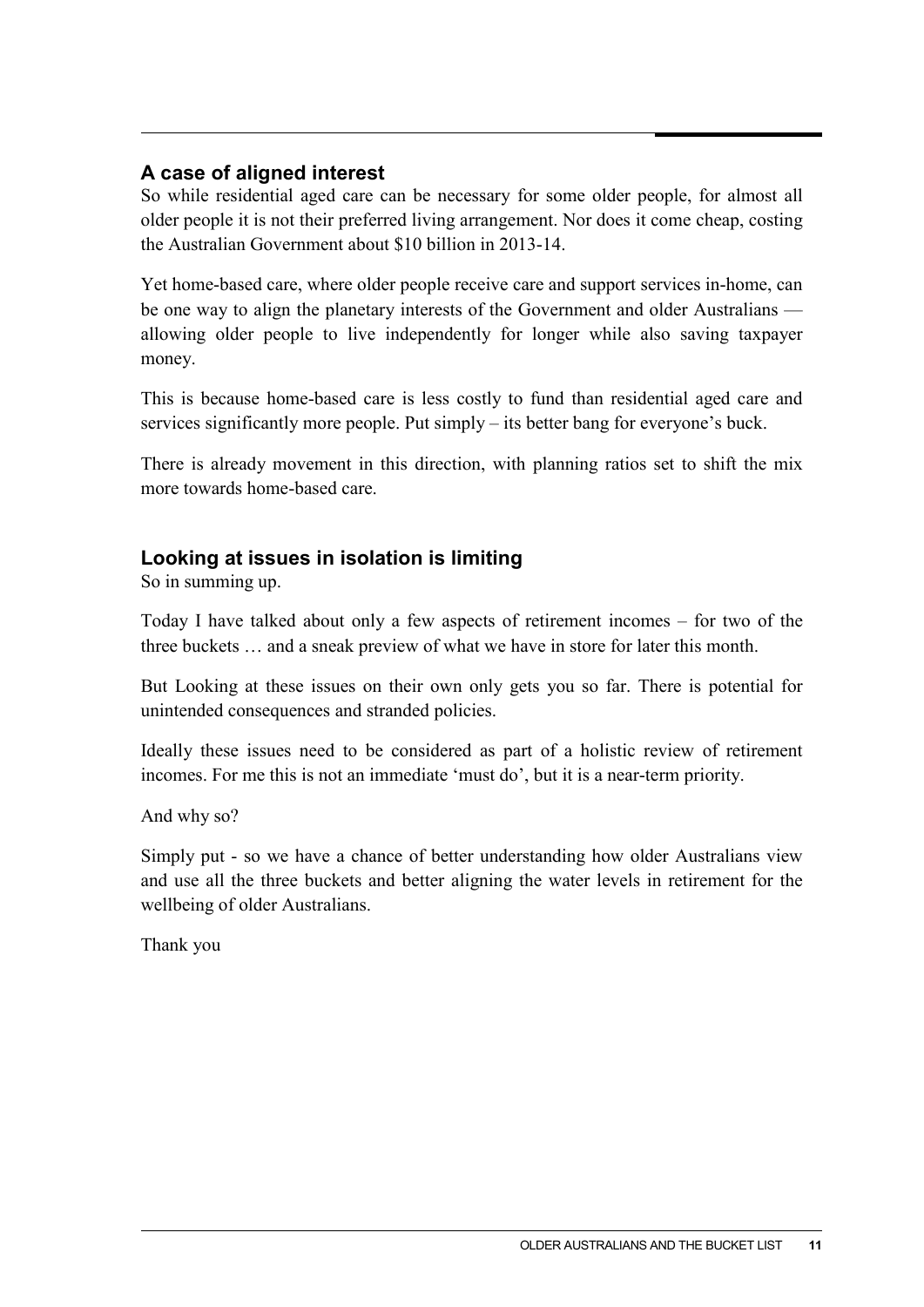## A case of aligned interest

So while residential aged care can be necessary for some older people, for almost all older people it is not their preferred living arrangement. Nor does it come cheap, costing the Australian Government about $10 billion in 2013-14.

Yet home-based care, where older people receive care and support services in-home, can be one way to align the planetary interests of the Government and older Australians — allowing older people to live independently for longer while also saving taxpayer money.

This is because home-based care is less costly to fund than residential aged care and services significantly more people. Put simply – its better bang for everyone's buck.

There is already movement in this direction, with planning ratios set to shift the mix more towards home-based care.

## Looking at issues in isolation is limiting

So in summing up.

Today I have talked about only a few aspects of retirement incomes – for two of the three buckets … and a sneak preview of what we have in store for later this month.

But Looking at these issues on their own only gets you so far. There is potential for unintended consequences and stranded policies.

Ideally these issues need to be considered as part of a holistic review of retirement incomes. For me this is not an immediate 'must do', but it is a near-term priority.

And why so?

Simply put - so we have a chance of better understanding how older Australians view and use all the three buckets and better aligning the water levels in retirement for the wellbeing of older Australians.

Thank you